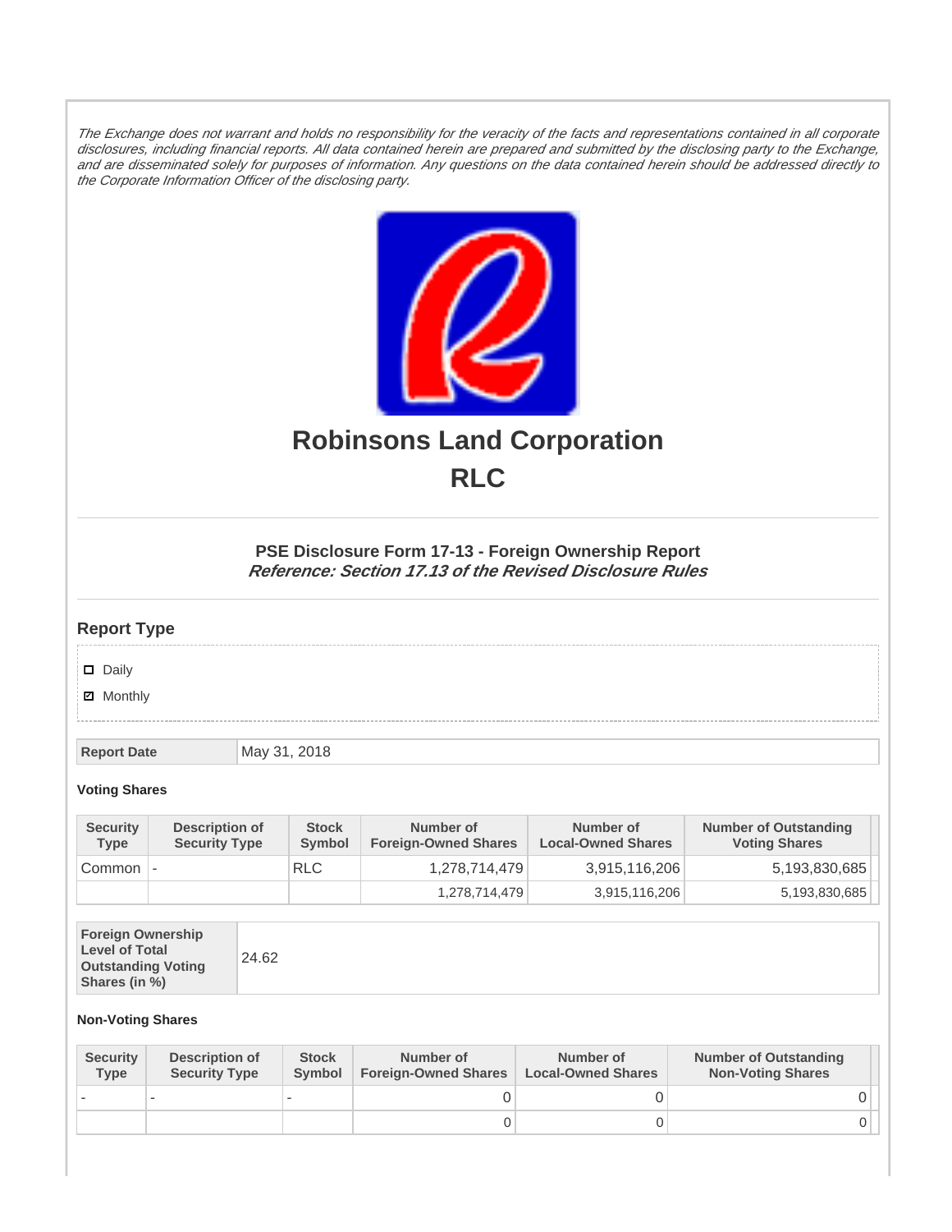*The Exchange does not warrant and holds no responsibility for the veracity of the facts and representations contained in all corporate disclosures, including financial reports. All data contained herein are prepared and submitted by the disclosing party to the Exchange, and are disseminated solely for purposes of information. Any questions on the data contained herein should be addressed directly to the Corporate Information Officer of the disclosing party.*

# Robinsons Land Corporation
# RLC

### PSE Disclosure Form 17-13 - Foreign Ownership Report
***Reference: Section 17.13 of the Revised Disclosure Rules***

## Report Type

- [ ] Daily
- [x] Monthly

| Report Date | May 31, 2018 |
|---|---|

**Voting Shares**

| Security Type | Description of Security Type | Stock Symbol | Number of Foreign-Owned Shares | Number of Local-Owned Shares | Number of Outstanding Voting Shares |
|---|---|---|---|---|---|
| Common | - | RLC | 1,278,714,479 | 3,915,116,206 | 5,193,830,685 |
| | | | 1,278,714,479 | 3,915,116,206 | 5,193,830,685 |

| Foreign Ownership Level of Total Outstanding Voting Shares (in %) | 24.62 |
|---|---|

**Non-Voting Shares**

| Security Type | Description of Security Type | Stock Symbol | Number of Foreign-Owned Shares | Number of Local-Owned Shares | Number of Outstanding Non-Voting Shares |
|---|---|---|---|---|---|
| - | - | - | 0 | 0 | 0 |
| | | | 0 | 0 | 0 |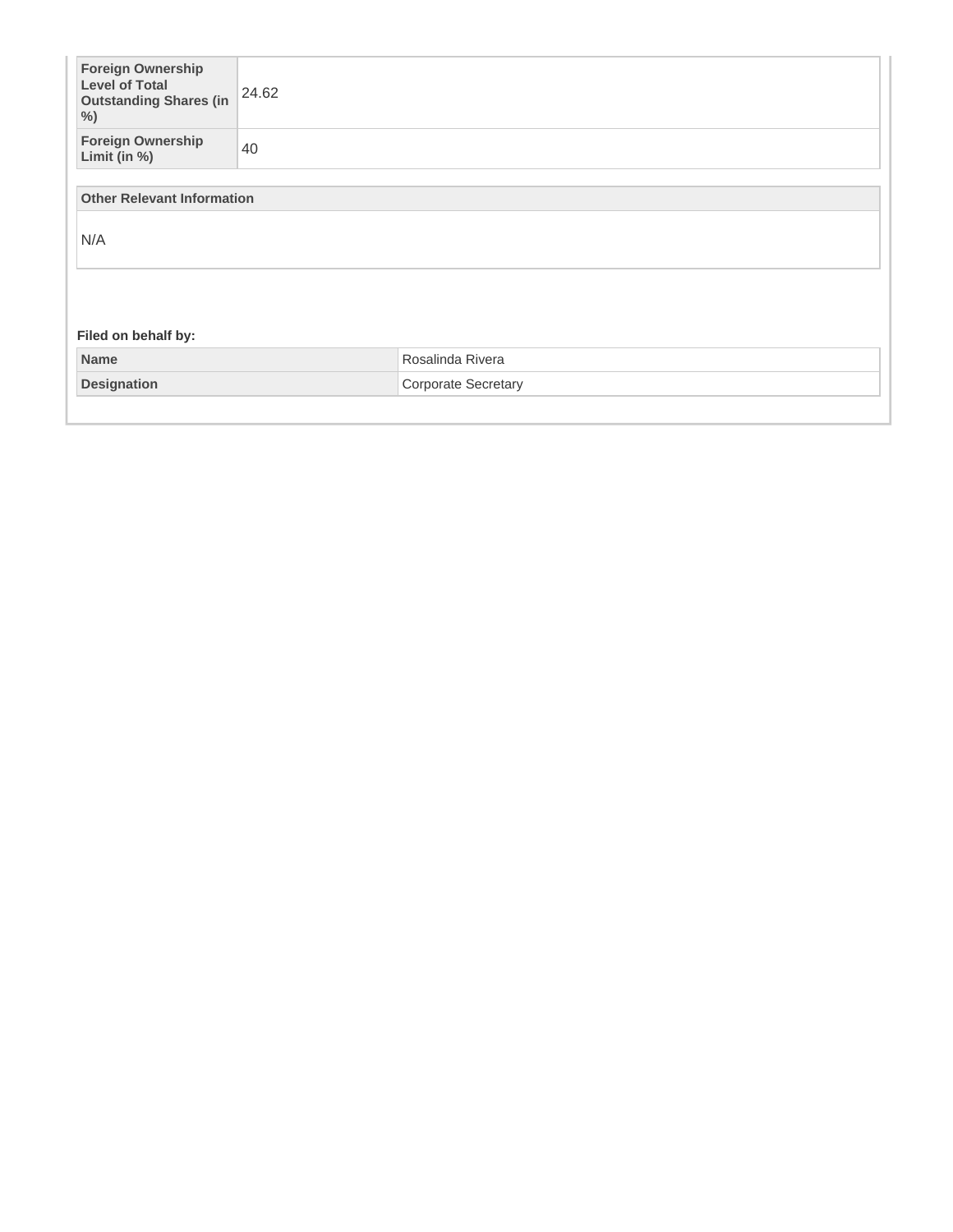| | |
|---|---|
| **Foreign Ownership Level of Total Outstanding Shares (in %)** | 24.62 |
| **Foreign Ownership Limit (in %)** | 40 |

| **Other Relevant Information** |
|---|
| N/A |

**Filed on behalf by:**

| | |
|---|---|
| **Name** | Rosalinda Rivera |
| **Designation** | Corporate Secretary |